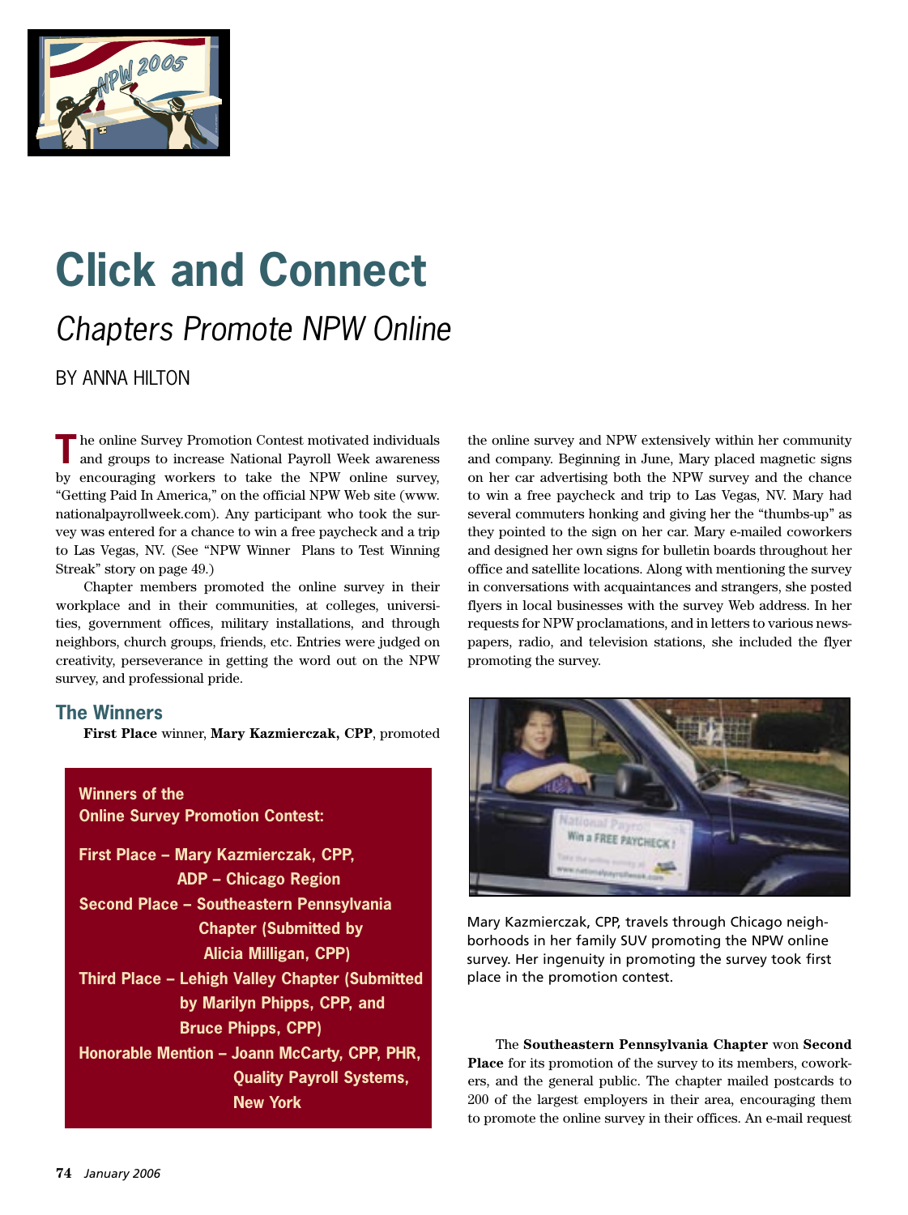# Click and Connect

## *Chapters Promote NPW Online*

BY ANNA HILTON

The online Survey Promotion Contest motivated individuals and groups to increase National Payroll Week awareness by encouraging workers to take the NPW online survey, "Getting Paid In America," on the official NPW Web site (www.nationalpayrollweek.com). Any participant who took the survey was entered for a chance to win a free paycheck and a trip to Las Vegas, NV. (See "NPW Winner Plans to Test Winning Streak" story on page 49.)

Chapter members promoted the online survey in their workplace and in their communities, at colleges, universities, government offices, military installations, and through neighbors, church groups, friends, etc. Entries were judged on creativity, perseverance in getting the word out on the NPW survey, and professional pride.

### The Winners

**First Place** winner, **Mary Kazmierczak, CPP**, promoted the online survey and NPW extensively within her community and company. Beginning in June, Mary placed magnetic signs on her car advertising both the NPW survey and the chance to win a free paycheck and trip to Las Vegas, NV. Mary had several commuters honking and giving her the "thumbs-up" as they pointed to the sign on her car. Mary e-mailed coworkers and designed her own signs for bulletin boards throughout her office and satellite locations. Along with mentioning the survey in conversations with acquaintances and strangers, she posted flyers in local businesses with the survey Web address. In her requests for NPW proclamations, and in letters to various newspapers, radio, and television stations, she included the flyer promoting the survey.

**Winners of the Online Survey Promotion Contest:**

- **First Place – Mary Kazmierczak, CPP, ADP – Chicago Region**
- **Second Place – Southeastern Pennsylvania Chapter (Submitted by Alicia Milligan, CPP)**
- **Third Place – Lehigh Valley Chapter (Submitted by Marilyn Phipps, CPP, and Bruce Phipps, CPP)**
- **Honorable Mention – Joann McCarty, CPP, PHR, Quality Payroll Systems, New York**

Mary Kazmierczak, CPP, travels through Chicago neighborhoods in her family SUV promoting the NPW online survey. Her ingenuity in promoting the survey took first place in the promotion contest.

The **Southeastern Pennsylvania Chapter** won **Second Place** for its promotion of the survey to its members, coworkers, and the general public. The chapter mailed postcards to 200 of the largest employers in their area, encouraging them to promote the online survey in their offices. An e-mail request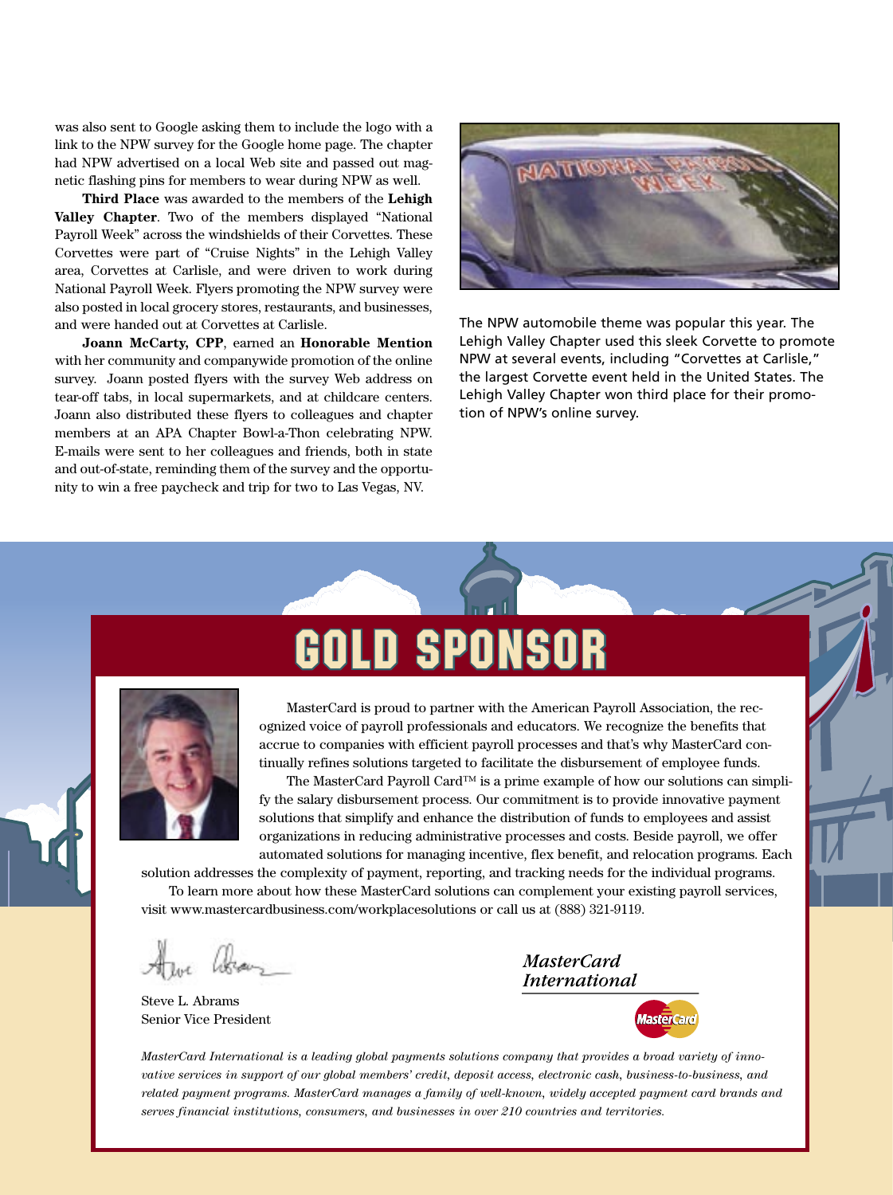was also sent to Google asking them to include the logo with a link to the NPW survey for the Google home page. The chapter had NPW advertised on a local Web site and passed out magnetic flashing pins for members to wear during NPW as well.

**Third Place** was awarded to the members of the **Lehigh Valley Chapter**. Two of the members displayed "National Payroll Week" across the windshields of their Corvettes. These Corvettes were part of "Cruise Nights" in the Lehigh Valley area, Corvettes at Carlisle, and were driven to work during National Payroll Week. Flyers promoting the NPW survey were also posted in local grocery stores, restaurants, and businesses, and were handed out at Corvettes at Carlisle.

**Joann McCarty, CPP**, earned an **Honorable Mention** with her community and companywide promotion of the online survey. Joann posted flyers with the survey Web address on tear-off tabs, in local supermarkets, and at childcare centers. Joann also distributed these flyers to colleagues and chapter members at an APA Chapter Bowl-a-Thon celebrating NPW. E-mails were sent to her colleagues and friends, both in state and out-of-state, reminding them of the survey and the opportunity to win a free paycheck and trip for two to Las Vegas, NV.

The NPW automobile theme was popular this year. The Lehigh Valley Chapter used this sleek Corvette to promote NPW at several events, including "Corvettes at Carlisle," the largest Corvette event held in the United States. The Lehigh Valley Chapter won third place for their promotion of NPW's online survey.

# GOLD SPONSOR

MasterCard is proud to partner with the American Payroll Association, the recognized voice of payroll professionals and educators. We recognize the benefits that accrue to companies with efficient payroll processes and that's why MasterCard continually refines solutions targeted to facilitate the disbursement of employee funds.

The MasterCard Payroll Card™ is a prime example of how our solutions can simplify the salary disbursement process. Our commitment is to provide innovative payment solutions that simplify and enhance the distribution of funds to employees and assist organizations in reducing administrative processes and costs. Beside payroll, we offer automated solutions for managing incentive, flex benefit, and relocation programs. Each solution addresses the complexity of payment, reporting, and tracking needs for the individual programs.

To learn more about how these MasterCard solutions can complement your existing payroll services, visit www.mastercardbusiness.com/workplacesolutions or call us at (888) 321-9119.

Steve L. Abrams
Senior Vice President

*MasterCard International*

*MasterCard International is a leading global payments solutions company that provides a broad variety of innovative services in support of our global members' credit, deposit access, electronic cash, business-to-business, and related payment programs. MasterCard manages a family of well-known, widely accepted payment card brands and serves financial institutions, consumers, and businesses in over 210 countries and territories.*